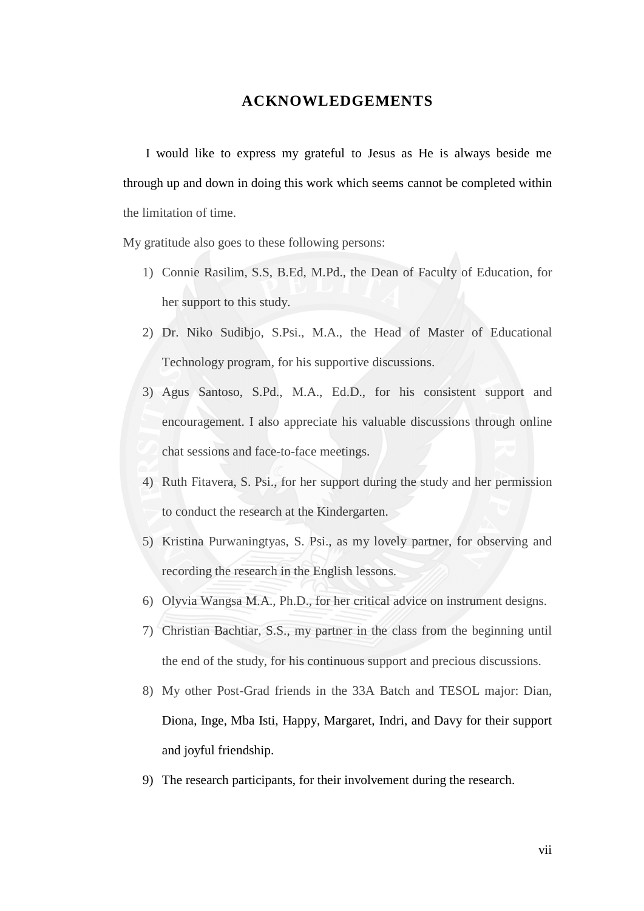# ACKNOWLEDGEMENTS

I would like to express my grateful to Jesus as He is always beside me through up and down in doing this work which seems cannot be completed within the limitation of time.

My gratitude also goes to these following persons:

1) Connie Rasilim, S.S, B.Ed, M.Pd., the Dean of Faculty of Education, for her support to this study.
2) Dr. Niko Sudibjo, S.Psi., M.A., the Head of Master of Educational Technology program, for his supportive discussions.
3) Agus Santoso, S.Pd., M.A., Ed.D., for his consistent support and encouragement. I also appreciate his valuable discussions through online chat sessions and face-to-face meetings.
4) Ruth Fitavera, S. Psi., for her support during the study and her permission to conduct the research at the Kindergarten.
5) Kristina Purwaningtyas, S. Psi., as my lovely partner, for observing and recording the research in the English lessons.
6) Olyvia Wangsa M.A., Ph.D., for her critical advice on instrument designs.
7) Christian Bachtiar, S.S., my partner in the class from the beginning until the end of the study, for his continuous support and precious discussions.
8) My other Post-Grad friends in the 33A Batch and TESOL major: Dian, Diona, Inge, Mba Isti, Happy, Margaret, Indri, and Davy for their support and joyful friendship.
9) The research participants, for their involvement during the research.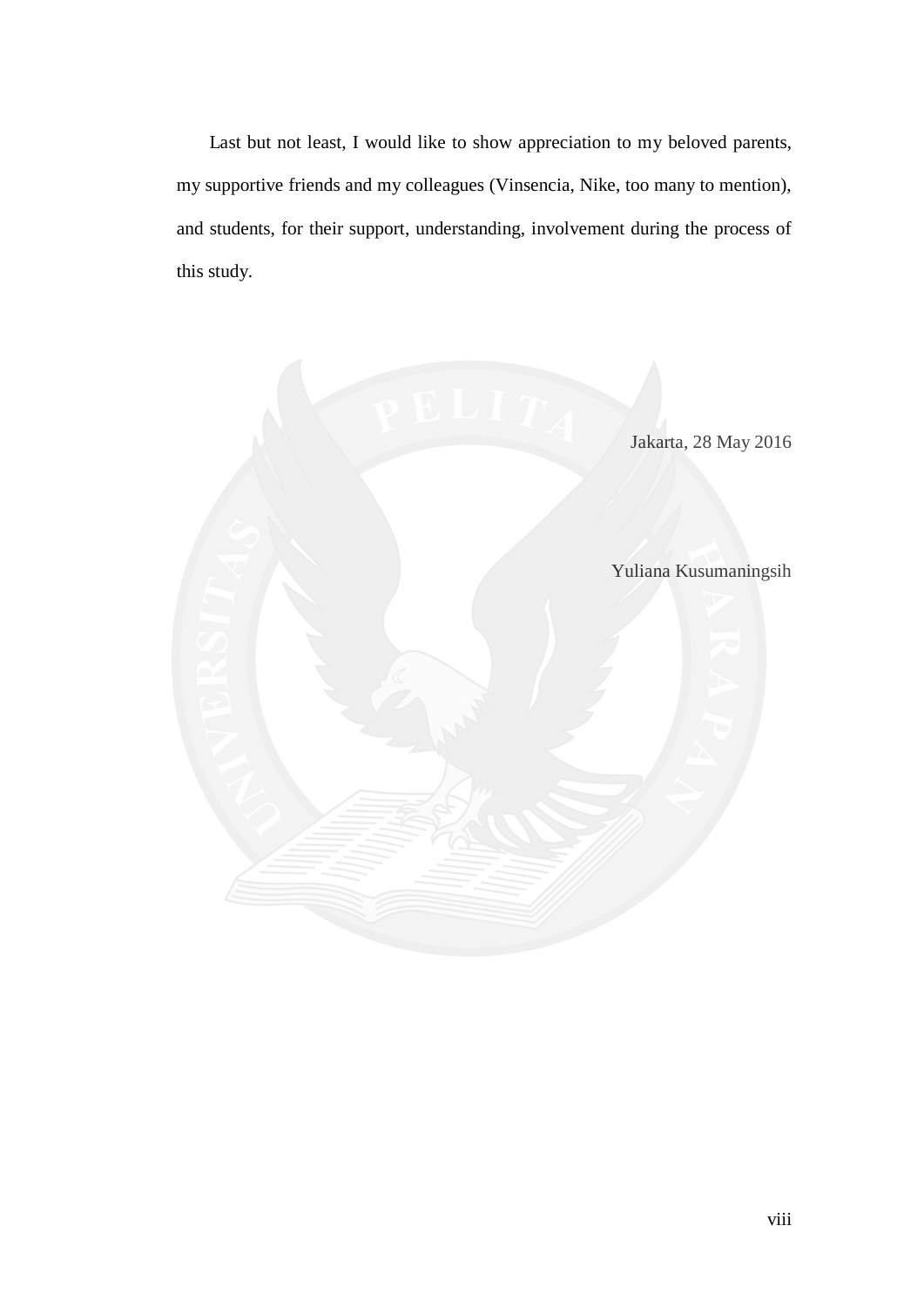Last but not least, I would like to show appreciation to my beloved parents, my supportive friends and my colleagues (Vinsencia, Nike, too many to mention), and students, for their support, understanding, involvement during the process of this study.

Jakarta, 28 May 2016

Yuliana Kusumaningsih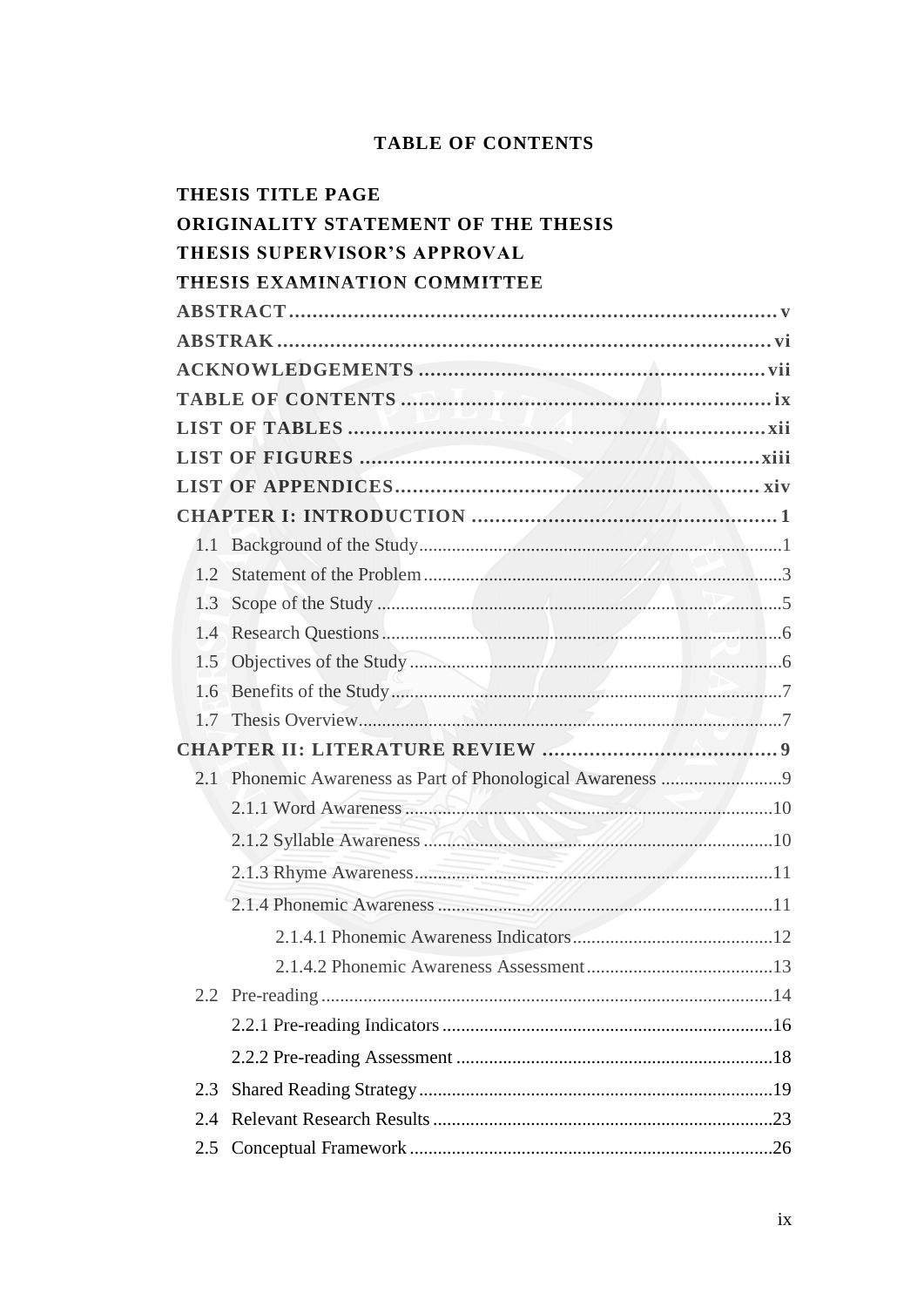# TABLE OF CONTENTS

**THESIS TITLE PAGE**

**ORIGINALITY STATEMENT OF THE THESIS**

**THESIS SUPERVISOR'S APPROVAL**

**THESIS EXAMINATION COMMITTEE**

**ABSTRACT** .......... v

**ABSTRAK** .......... vi

**ACKNOWLEDGEMENTS** .......... vii

**TABLE OF CONTENTS** .......... ix

**LIST OF TABLES** .......... xii

**LIST OF FIGURES** .......... xiii

**LIST OF APPENDICES** .......... xiv

**CHAPTER I: INTRODUCTION** .......... 1

- 1.1 Background of the Study .......... 1
- 1.2 Statement of the Problem .......... 3
- 1.3 Scope of the Study .......... 5
- 1.4 Research Questions .......... 6
- 1.5 Objectives of the Study .......... 6
- 1.6 Benefits of the Study .......... 7
- 1.7 Thesis Overview .......... 7

**CHAPTER II: LITERATURE REVIEW** .......... 9

- 2.1 Phonemic Awareness as Part of Phonological Awareness .......... 9
  - 2.1.1 Word Awareness .......... 10
  - 2.1.2 Syllable Awareness .......... 10
  - 2.1.3 Rhyme Awareness .......... 11
  - 2.1.4 Phonemic Awareness .......... 11
    - 2.1.4.1 Phonemic Awareness Indicators .......... 12
    - 2.1.4.2 Phonemic Awareness Assessment .......... 13
- 2.2 Pre-reading .......... 14
  - 2.2.1 Pre-reading Indicators .......... 16
  - 2.2.2 Pre-reading Assessment .......... 18
- 2.3 Shared Reading Strategy .......... 19
- 2.4 Relevant Research Results .......... 23
- 2.5 Conceptual Framework .......... 26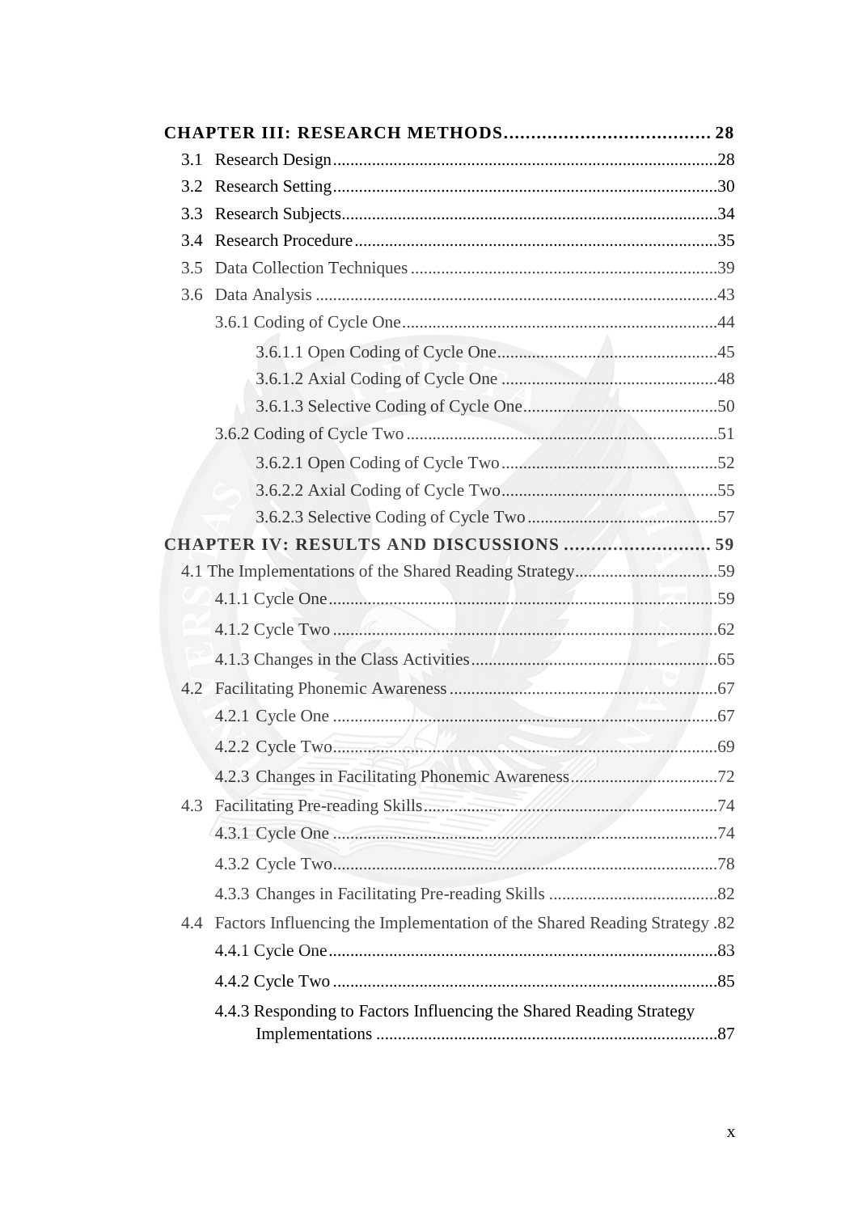**CHAPTER III: RESEARCH METHODS ...................................... 28**

3.1 Research Design ........................................................................................ 28

3.2 Research Setting ........................................................................................ 30

3.3 Research Subjects ...................................................................................... 34

3.4 Research Procedure ................................................................................... 35

3.5 Data Collection Techniques ....................................................................... 39

3.6 Data Analysis ............................................................................................. 43

3.6.1 Coding of Cycle One ........................................................................ 44

3.6.1.1 Open Coding of Cycle One ................................................... 45

3.6.1.2 Axial Coding of Cycle One ................................................... 48

3.6.1.3 Selective Coding of Cycle One ............................................. 50

3.6.2 Coding of Cycle Two ........................................................................ 51

3.6.2.1 Open Coding of Cycle Two .................................................. 52

3.6.2.2 Axial Coding of Cycle Two .................................................. 55

3.6.2.3 Selective Coding of Cycle Two ............................................ 57

**CHAPTER IV: RESULTS AND DISCUSSIONS .......................... 59**

4.1 The Implementations of the Shared Reading Strategy ................................ 59

4.1.1 Cycle One .......................................................................................... 59

4.1.2 Cycle Two .......................................................................................... 62

4.1.3 Changes in the Class Activities ......................................................... 65

4.2 Facilitating Phonemic Awareness .............................................................. 67

4.2.1 Cycle One .......................................................................................... 67

4.2.2 Cycle Two .......................................................................................... 69

4.2.3 Changes in Facilitating Phonemic Awareness .................................. 72

4.3 Facilitating Pre-reading Skills .................................................................... 74

4.3.1 Cycle One .......................................................................................... 74

4.3.2 Cycle Two .......................................................................................... 78

4.3.3 Changes in Facilitating Pre-reading Skills ....................................... 82

4.4 Factors Influencing the Implementation of the Shared Reading Strategy . 82

4.4.1 Cycle One .......................................................................................... 83

4.4.2 Cycle Two .......................................................................................... 85

4.4.3 Responding to Factors Influencing the Shared Reading Strategy Implementations ............................................................................... 87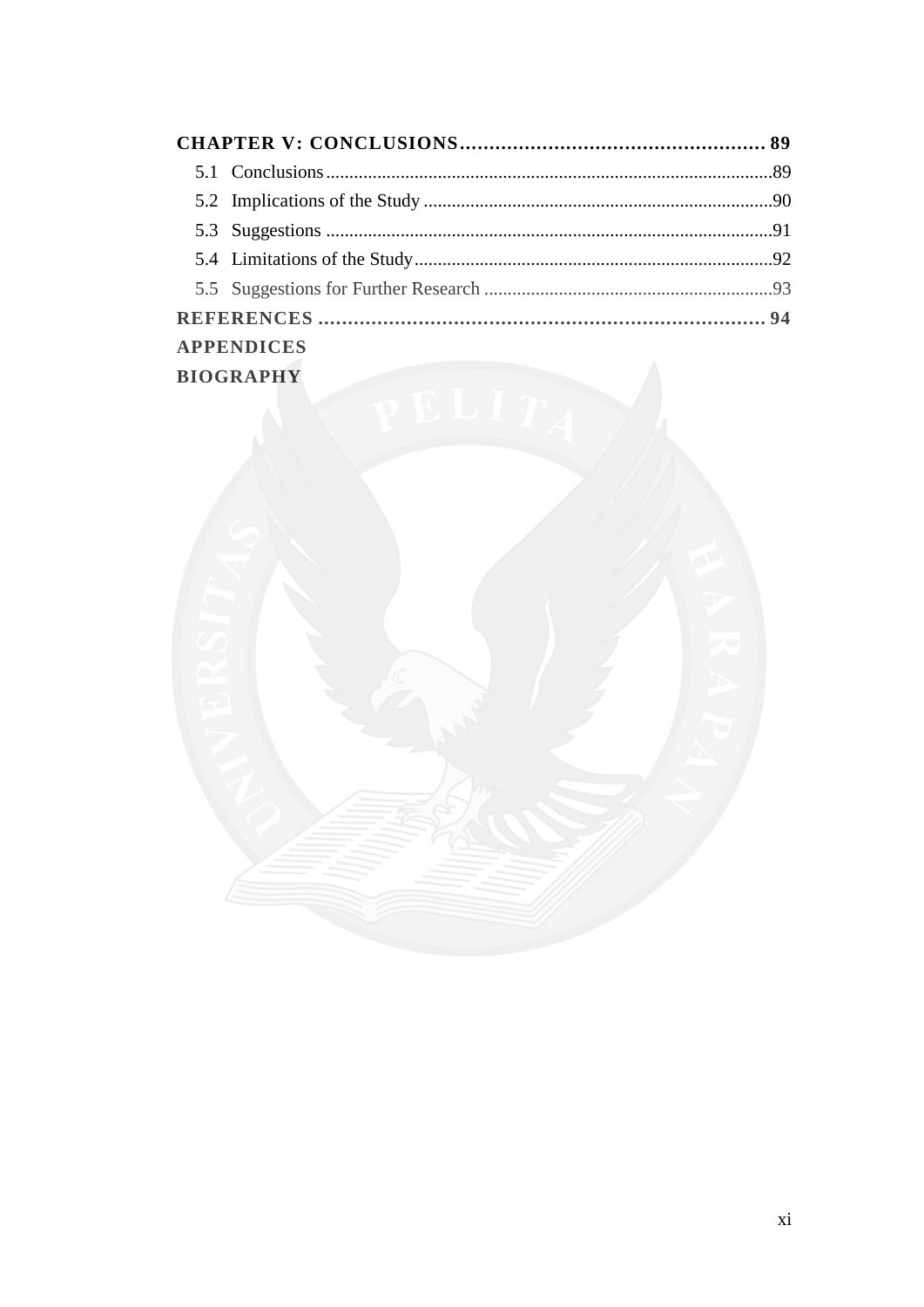**CHAPTER V: CONCLUSIONS .................................................... 89**

5.1 Conclusions ............................................................................................89

5.2 Implications of the Study .......................................................................90

5.3 Suggestions ............................................................................................91

5.4 Limitations of the Study.........................................................................92

5.5 Suggestions for Further Research ..........................................................93

**REFERENCES ........................................................................... 94**

**APPENDICES**

**BIOGRAPHY**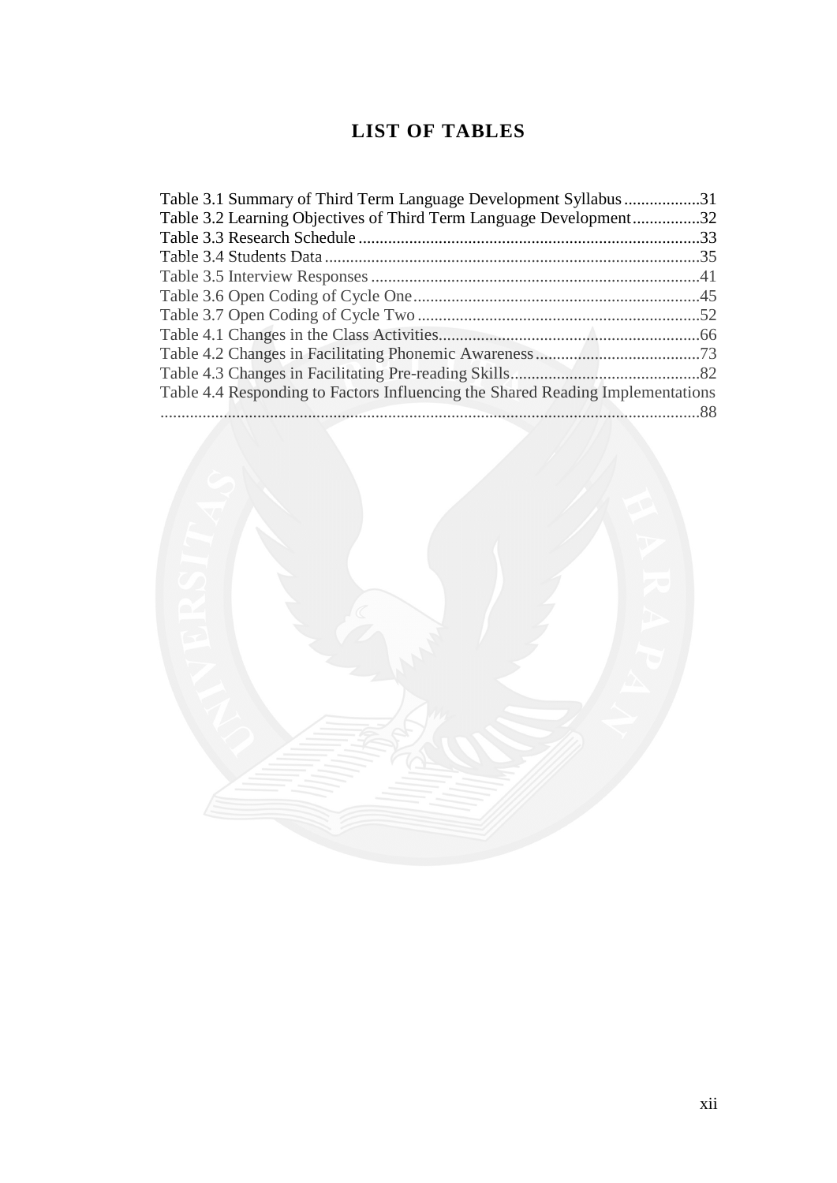# LIST OF TABLES

Table 3.1 Summary of Third Term Language Development Syllabus..................31
Table 3.2 Learning Objectives of Third Term Language Development................32
Table 3.3 Research Schedule.................................................................................33
Table 3.4 Students Data.........................................................................................35
Table 3.5 Interview Responses..............................................................................41
Table 3.6 Open Coding of Cycle One....................................................................45
Table 3.7 Open Coding of Cycle Two...................................................................52
Table 4.1 Changes in the Class Activities..............................................................66
Table 4.2 Changes in Facilitating Phonemic Awareness........................................73
Table 4.3 Changes in Facilitating Pre-reading Skills.............................................82
Table 4.4 Responding to Factors Influencing the Shared Reading Implementations ..............................................................................................................................88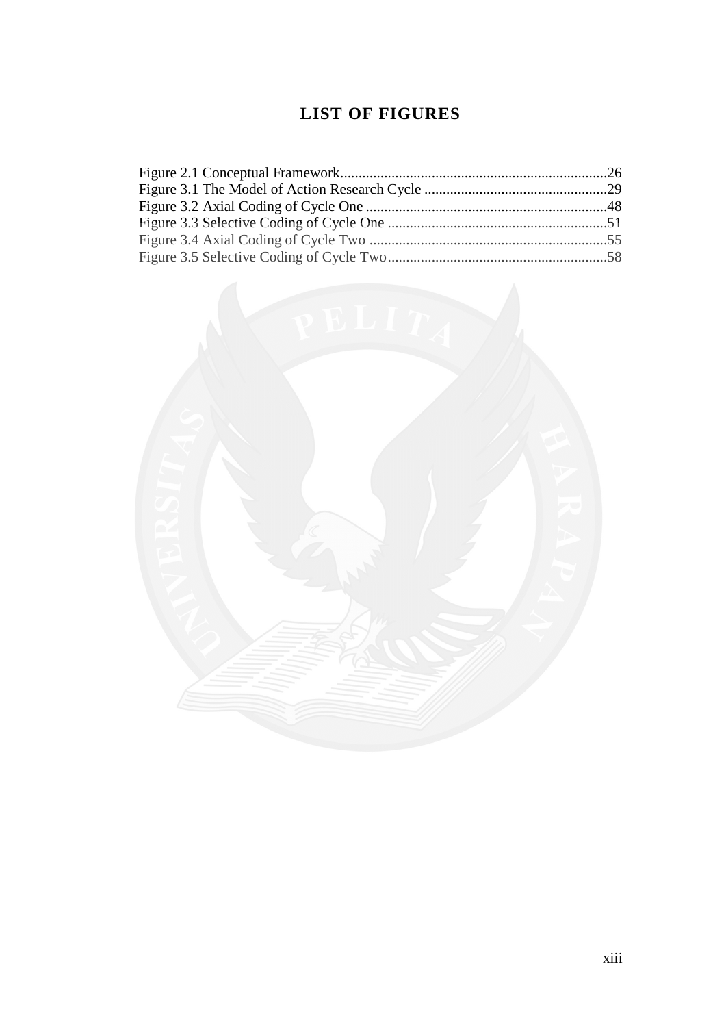# LIST OF FIGURES

Figure 2.1 Conceptual Framework........................................................................26
Figure 3.1 The Model of Action Research Cycle ..................................................29
Figure 3.2 Axial Coding of Cycle One ..................................................................48
Figure 3.3 Selective Coding of Cycle One ............................................................51
Figure 3.4 Axial Coding of Cycle Two .................................................................55
Figure 3.5 Selective Coding of Cycle Two............................................................58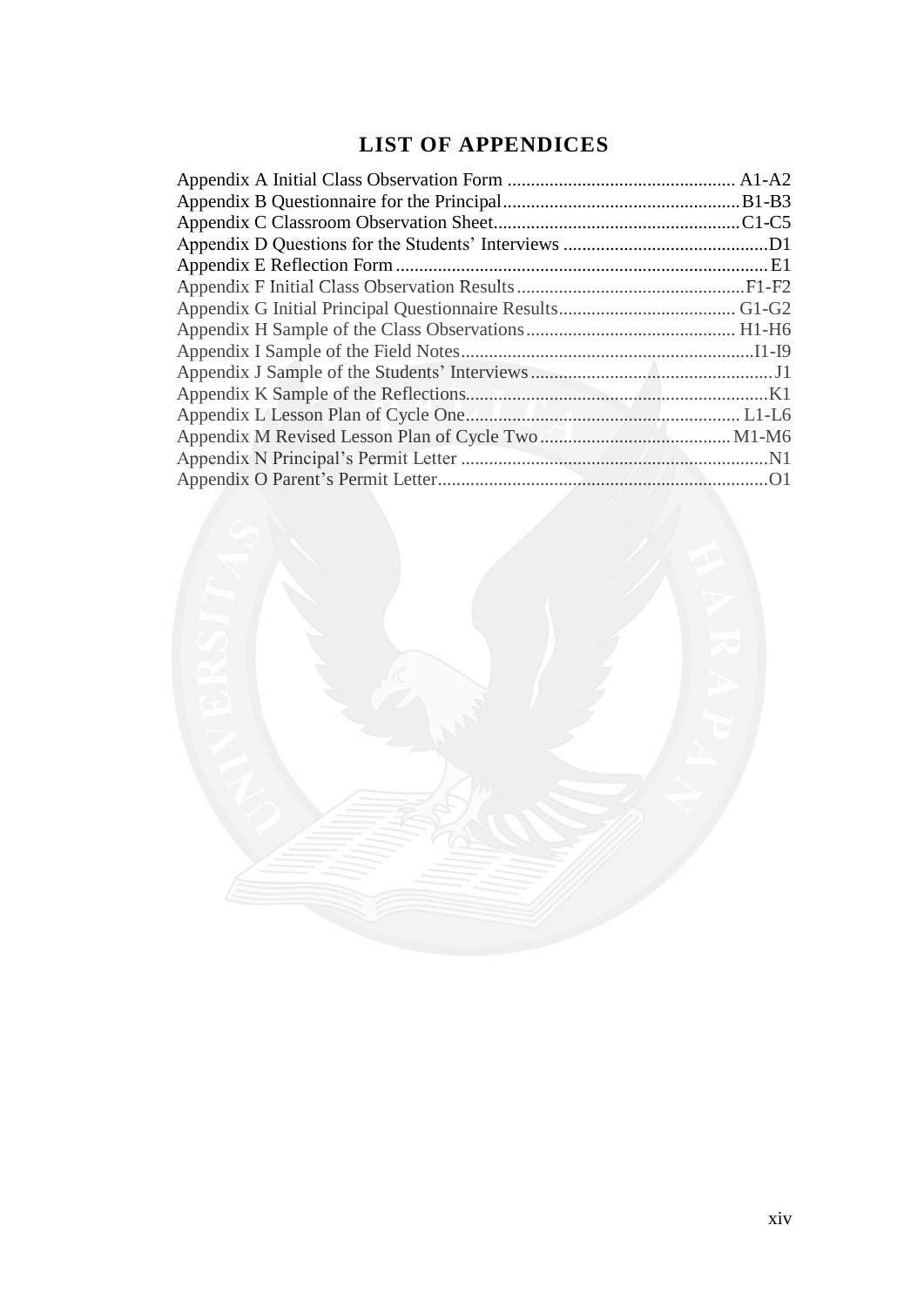# LIST OF APPENDICES

Appendix A Initial Class Observation Form ................................................. A1-A2
Appendix B Questionnaire for the Principal...................................................B1-B3
Appendix C Classroom Observation Sheet.....................................................C1-C5
Appendix D Questions for the Students' Interviews ............................................D1
Appendix E Reflection Form................................................................................E1
Appendix F Initial Class Observation Results.................................................F1-F2
Appendix G Initial Principal Questionnaire Results...................................... G1-G2
Appendix H Sample of the Class Observations............................................. H1-H6
Appendix I Sample of the Field Notes...............................................................I1-I9
Appendix J Sample of the Students' Interviews....................................................J1
Appendix K Sample of the Reflections.................................................................K1
Appendix L Lesson Plan of Cycle One........................................................... L1-L6
Appendix M Revised Lesson Plan of Cycle Two.........................................M1-M6
Appendix N Principal's Permit Letter ..................................................................N1
Appendix O Parent's Permit Letter.......................................................................O1